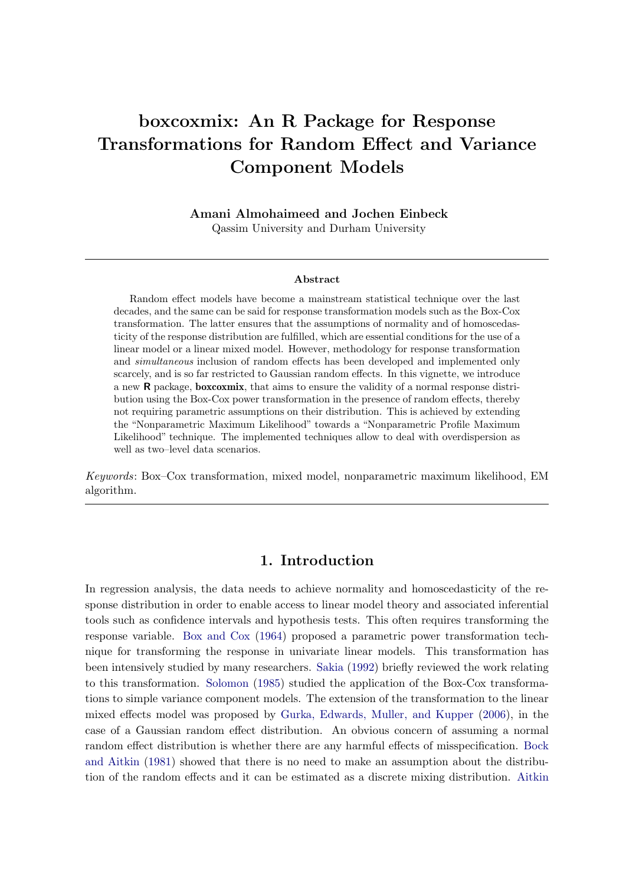# boxcoxmix: An R Package for Response Transformations for Random Effect and Variance Component Models

**Amani Almohaimeed and Jochen Einbeck**
Qassim University and Durham University

---

### Abstract

Random effect models have become a mainstream statistical technique over the last decades, and the same can be said for response transformation models such as the Box-Cox transformation. The latter ensures that the assumptions of normality and of homoscedasticity of the response distribution are fulfilled, which are essential conditions for the use of a linear model or a linear mixed model. However, methodology for response transformation and *simultaneous* inclusion of random effects has been developed and implemented only scarcely, and is so far restricted to Gaussian random effects. In this vignette, we introduce a new **R** package, **boxcoxmix**, that aims to ensure the validity of a normal response distribution using the Box-Cox power transformation in the presence of random effects, thereby not requiring parametric assumptions on their distribution. This is achieved by extending the "Nonparametric Maximum Likelihood" towards a "Nonparametric Profile Maximum Likelihood" technique. The implemented techniques allow to deal with overdispersion as well as two–level data scenarios.

*Keywords*: Box–Cox transformation, mixed model, nonparametric maximum likelihood, EM algorithm.

---

## 1. Introduction

In regression analysis, the data needs to achieve normality and homoscedasticity of the response distribution in order to enable access to linear model theory and associated inferential tools such as confidence intervals and hypothesis tests. This often requires transforming the response variable. Box and Cox (1964) proposed a parametric power transformation technique for transforming the response in univariate linear models. This transformation has been intensively studied by many researchers. Sakia (1992) briefly reviewed the work relating to this transformation. Solomon (1985) studied the application of the Box-Cox transformations to simple variance component models. The extension of the transformation to the linear mixed effects model was proposed by Gurka, Edwards, Muller, and Kupper (2006), in the case of a Gaussian random effect distribution. An obvious concern of assuming a normal random effect distribution is whether there are any harmful effects of misspecification. Bock and Aitkin (1981) showed that there is no need to make an assumption about the distribution of the random effects and it can be estimated as a discrete mixing distribution. Aitkin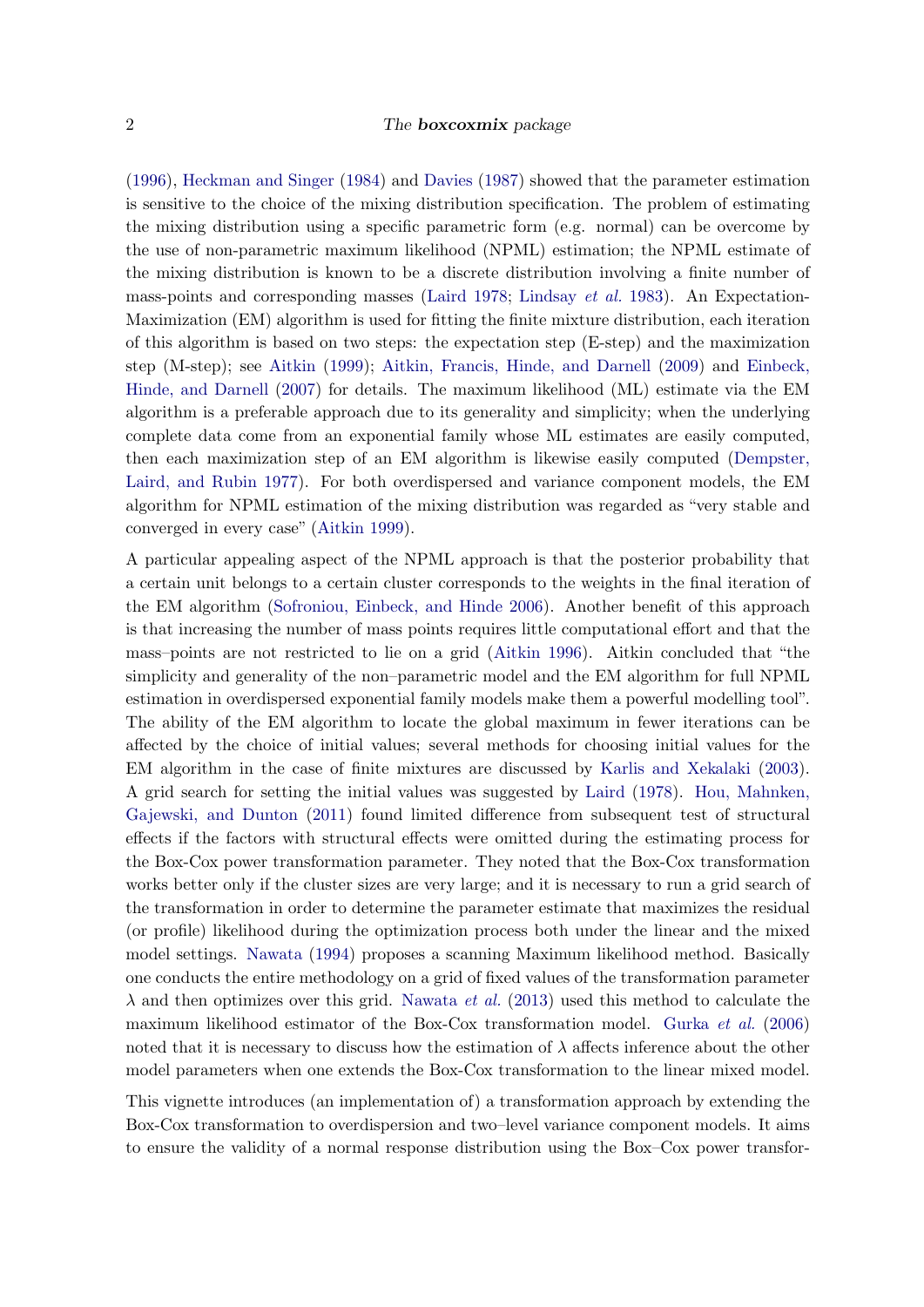(1996), Heckman and Singer (1984) and Davies (1987) showed that the parameter estimation is sensitive to the choice of the mixing distribution specification. The problem of estimating the mixing distribution using a specific parametric form (e.g. normal) can be overcome by the use of non-parametric maximum likelihood (NPML) estimation; the NPML estimate of the mixing distribution is known to be a discrete distribution involving a finite number of mass-points and corresponding masses (Laird 1978; Lindsay *et al.* 1983). An Expectation-Maximization (EM) algorithm is used for fitting the finite mixture distribution, each iteration of this algorithm is based on two steps: the expectation step (E-step) and the maximization step (M-step); see Aitkin (1999); Aitkin, Francis, Hinde, and Darnell (2009) and Einbeck, Hinde, and Darnell (2007) for details. The maximum likelihood (ML) estimate via the EM algorithm is a preferable approach due to its generality and simplicity; when the underlying complete data come from an exponential family whose ML estimates are easily computed, then each maximization step of an EM algorithm is likewise easily computed (Dempster, Laird, and Rubin 1977). For both overdispersed and variance component models, the EM algorithm for NPML estimation of the mixing distribution was regarded as "very stable and converged in every case" (Aitkin 1999).

A particular appealing aspect of the NPML approach is that the posterior probability that a certain unit belongs to a certain cluster corresponds to the weights in the final iteration of the EM algorithm (Sofroniou, Einbeck, and Hinde 2006). Another benefit of this approach is that increasing the number of mass points requires little computational effort and that the mass–points are not restricted to lie on a grid (Aitkin 1996). Aitkin concluded that "the simplicity and generality of the non–parametric model and the EM algorithm for full NPML estimation in overdispersed exponential family models make them a powerful modelling tool". The ability of the EM algorithm to locate the global maximum in fewer iterations can be affected by the choice of initial values; several methods for choosing initial values for the EM algorithm in the case of finite mixtures are discussed by Karlis and Xekalaki (2003). A grid search for setting the initial values was suggested by Laird (1978). Hou, Mahnken, Gajewski, and Dunton (2011) found limited difference from subsequent test of structural effects if the factors with structural effects were omitted during the estimating process for the Box-Cox power transformation parameter. They noted that the Box-Cox transformation works better only if the cluster sizes are very large; and it is necessary to run a grid search of the transformation in order to determine the parameter estimate that maximizes the residual (or profile) likelihood during the optimization process both under the linear and the mixed model settings. Nawata (1994) proposes a scanning Maximum likelihood method. Basically one conducts the entire methodology on a grid of fixed values of the transformation parameter $\lambda$ and then optimizes over this grid. Nawata *et al.* (2013) used this method to calculate the maximum likelihood estimator of the Box-Cox transformation model. Gurka *et al.* (2006) noted that it is necessary to discuss how the estimation of $\lambda$ affects inference about the other model parameters when one extends the Box-Cox transformation to the linear mixed model.

This vignette introduces (an implementation of) a transformation approach by extending the Box-Cox transformation to overdispersion and two–level variance component models. It aims to ensure the validity of a normal response distribution using the Box–Cox power transfor-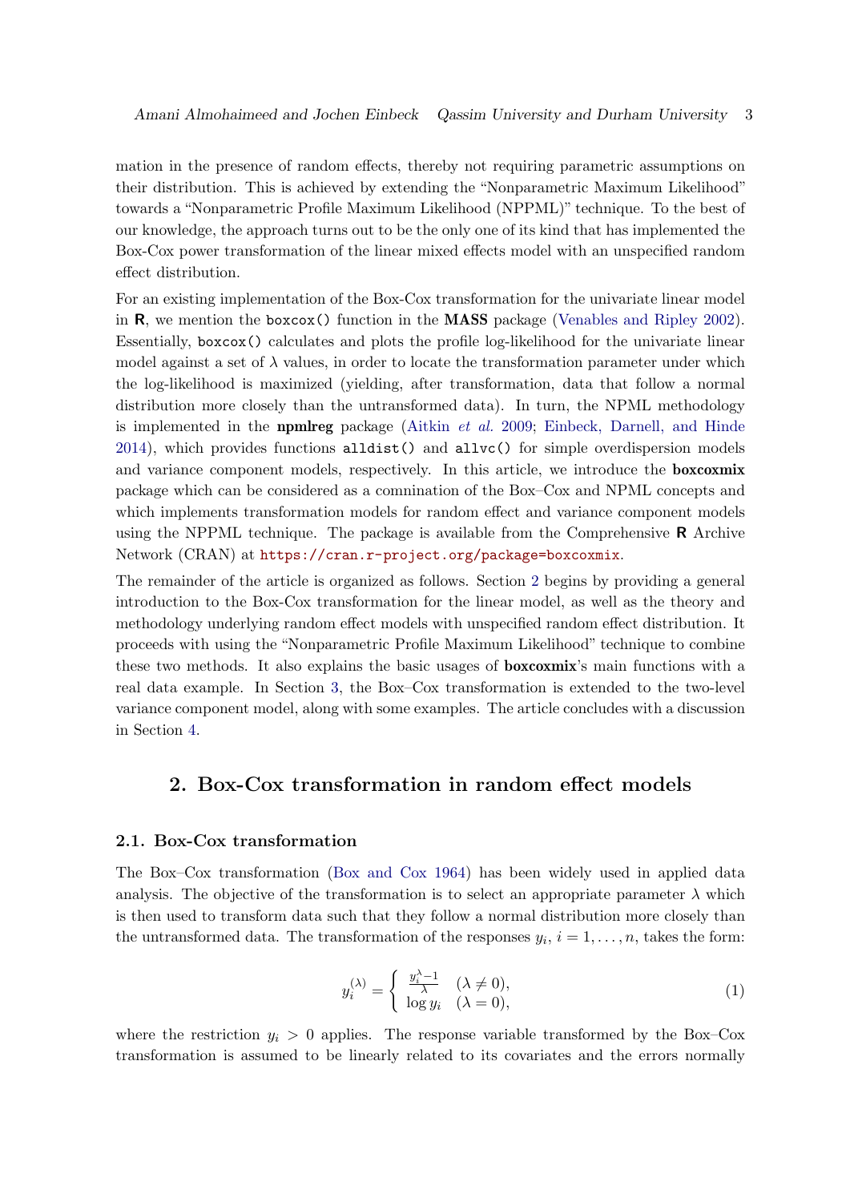mation in the presence of random effects, thereby not requiring parametric assumptions on their distribution. This is achieved by extending the "Nonparametric Maximum Likelihood" towards a "Nonparametric Profile Maximum Likelihood (NPPML)" technique. To the best of our knowledge, the approach turns out to be the only one of its kind that has implemented the Box-Cox power transformation of the linear mixed effects model with an unspecified random effect distribution.

For an existing implementation of the Box-Cox transformation for the univariate linear model in **R**, we mention the `boxcox()` function in the **MASS** package (Venables and Ripley 2002). Essentially, `boxcox()` calculates and plots the profile log-likelihood for the univariate linear model against a set of $\lambda$ values, in order to locate the transformation parameter under which the log-likelihood is maximized (yielding, after transformation, data that follow a normal distribution more closely than the untransformed data). In turn, the NPML methodology is implemented in the **npmlreg** package (Aitkin *et al.* 2009; Einbeck, Darnell, and Hinde 2014), which provides functions `alldist()` and `allvc()` for simple overdispersion models and variance component models, respectively. In this article, we introduce the **boxcoxmix** package which can be considered as a comnination of the Box–Cox and NPML concepts and which implements transformation models for random effect and variance component models using the NPPML technique. The package is available from the Comprehensive **R** Archive Network (CRAN) at https://cran.r-project.org/package=boxcoxmix.

The remainder of the article is organized as follows. Section 2 begins by providing a general introduction to the Box-Cox transformation for the linear model, as well as the theory and methodology underlying random effect models with unspecified random effect distribution. It proceeds with using the "Nonparametric Profile Maximum Likelihood" technique to combine these two methods. It also explains the basic usages of **boxcoxmix**'s main functions with a real data example. In Section 3, the Box–Cox transformation is extended to the two-level variance component model, along with some examples. The article concludes with a discussion in Section 4.

## 2. Box-Cox transformation in random effect models

### 2.1. Box-Cox transformation

The Box–Cox transformation (Box and Cox 1964) has been widely used in applied data analysis. The objective of the transformation is to select an appropriate parameter $\lambda$ which is then used to transform data such that they follow a normal distribution more closely than the untransformed data. The transformation of the responses $y_i$, $i = 1, \ldots, n$, takes the form:

$$y_i^{(\lambda)} = \begin{cases} \frac{y_i^\lambda - 1}{\lambda} & (\lambda \neq 0), \\ \log y_i & (\lambda = 0), \end{cases} \tag{1}$$

where the restriction $y_i > 0$ applies. The response variable transformed by the Box–Cox transformation is assumed to be linearly related to its covariates and the errors normally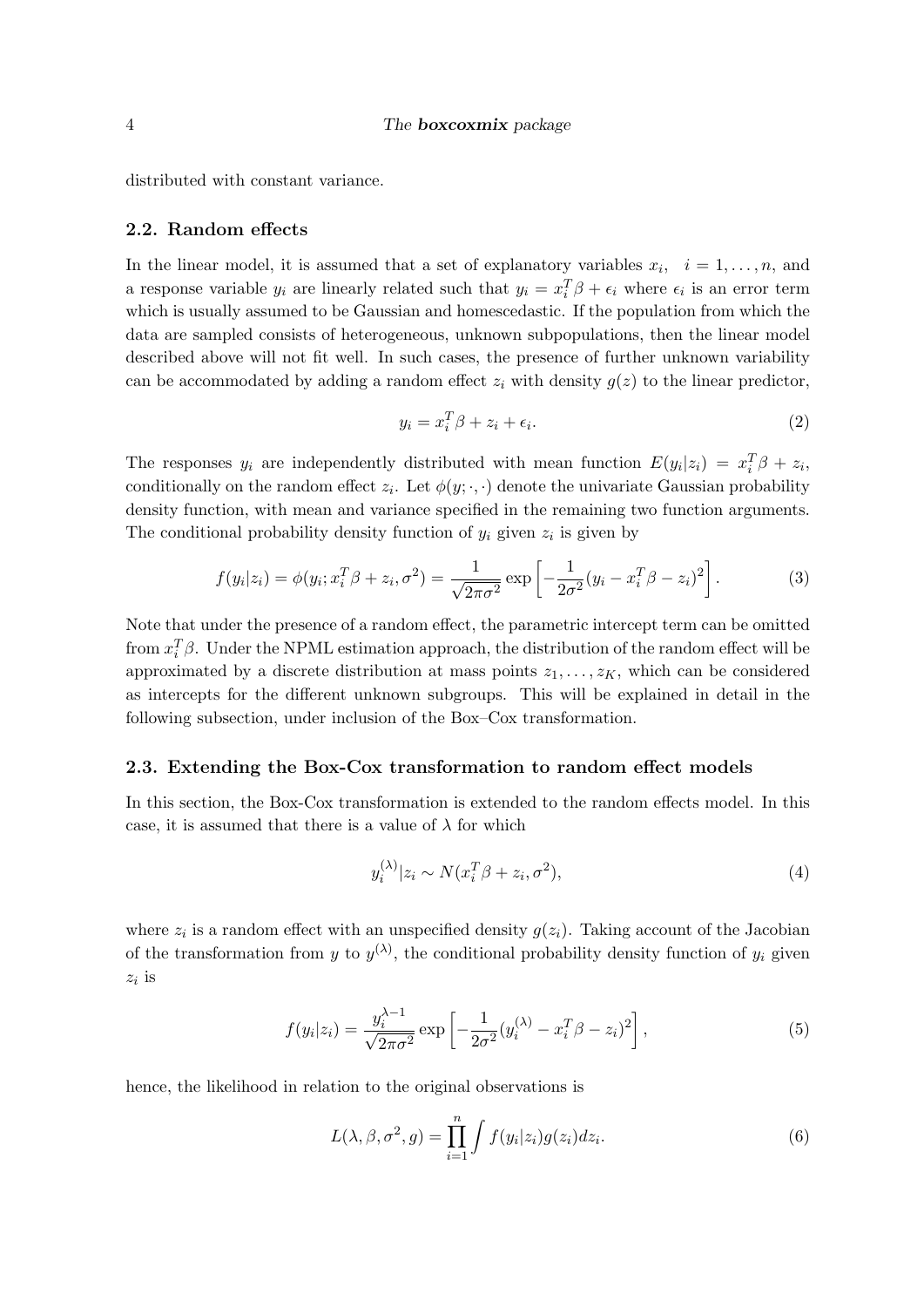distributed with constant variance.

### 2.2. Random effects

In the linear model, it is assumed that a set of explanatory variables $x_i, \quad i = 1, \ldots, n$, and a response variable $y_i$ are linearly related such that $y_i = x_i^T\beta + \epsilon_i$ where $\epsilon_i$ is an error term which is usually assumed to be Gaussian and homescedastic. If the population from which the data are sampled consists of heterogeneous, unknown subpopulations, then the linear model described above will not fit well. In such cases, the presence of further unknown variability can be accommodated by adding a random effect $z_i$ with density $g(z)$ to the linear predictor,

$$y_i = x_i^T\beta + z_i + \epsilon_i. \tag{2}$$

The responses $y_i$ are independently distributed with mean function $E(y_i|z_i) = x_i^T\beta + z_i$, conditionally on the random effect $z_i$. Let $\phi(y; \cdot, \cdot)$ denote the univariate Gaussian probability density function, with mean and variance specified in the remaining two function arguments. The conditional probability density function of $y_i$ given $z_i$ is given by

$$f(y_i|z_i) = \phi(y_i; x_i^T\beta + z_i, \sigma^2) = \frac{1}{\sqrt{2\pi\sigma^2}} \exp\left[-\frac{1}{2\sigma^2}(y_i - x_i^T\beta - z_i)^2\right]. \tag{3}$$

Note that under the presence of a random effect, the parametric intercept term can be omitted from $x_i^T\beta$. Under the NPML estimation approach, the distribution of the random effect will be approximated by a discrete distribution at mass points $z_1, \ldots, z_K$, which can be considered as intercepts for the different unknown subgroups. This will be explained in detail in the following subsection, under inclusion of the Box–Cox transformation.

### 2.3. Extending the Box-Cox transformation to random effect models

In this section, the Box-Cox transformation is extended to the random effects model. In this case, it is assumed that there is a value of $\lambda$ for which

$$y_i^{(\lambda)}|z_i \sim N(x_i^T\beta + z_i, \sigma^2), \tag{4}$$

where $z_i$ is a random effect with an unspecified density $g(z_i)$. Taking account of the Jacobian of the transformation from $y$ to $y^{(\lambda)}$, the conditional probability density function of $y_i$ given $z_i$ is

$$f(y_i|z_i) = \frac{y_i^{\lambda-1}}{\sqrt{2\pi\sigma^2}} \exp\left[-\frac{1}{2\sigma^2}(y_i^{(\lambda)} - x_i^T\beta - z_i)^2\right], \tag{5}$$

hence, the likelihood in relation to the original observations is

$$L(\lambda, \beta, \sigma^2, g) = \prod_{i=1}^{n} \int f(y_i|z_i)g(z_i)dz_i. \tag{6}$$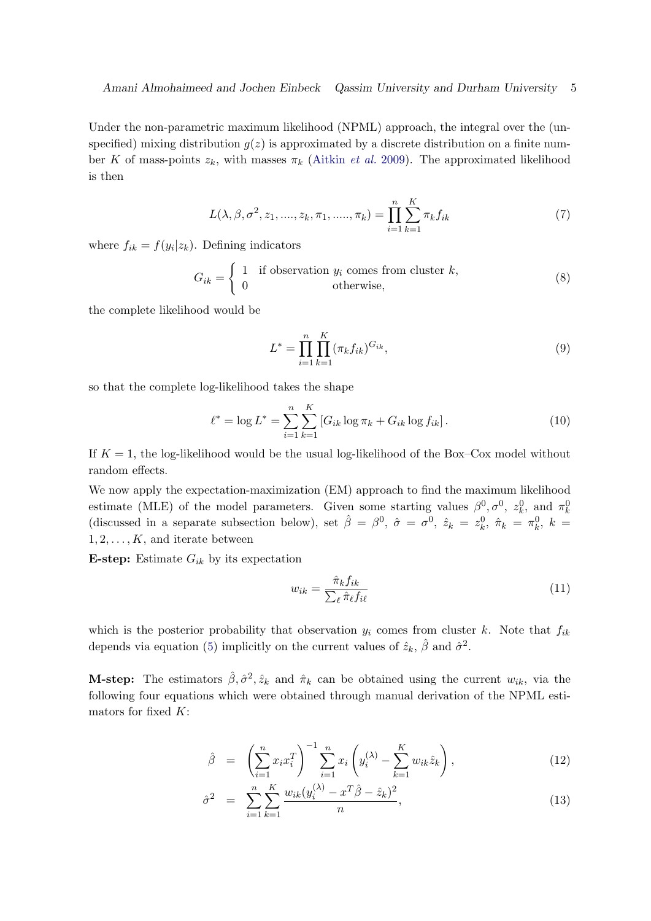Under the non-parametric maximum likelihood (NPML) approach, the integral over the (unspecified) mixing distribution $g(z)$ is approximated by a discrete distribution on a finite number $K$ of mass-points $z_k$, with masses $\pi_k$ (Aitkin *et al.* 2009). The approximated likelihood is then

$$L(\lambda, \beta, \sigma^2, z_1, ...., z_k, \pi_1, ....., \pi_k) = \prod_{i=1}^{n} \sum_{k=1}^{K} \pi_k f_{ik} \tag{7}$$

where $f_{ik} = f(y_i|z_k)$. Defining indicators

$$G_{ik} = \begin{cases} 1 & \text{if observation } y_i \text{ comes from cluster } k, \\ 0 & \text{otherwise,} \end{cases} \tag{8}$$

the complete likelihood would be

$$L^* = \prod_{i=1}^{n} \prod_{k=1}^{K} (\pi_k f_{ik})^{G_{ik}}, \tag{9}$$

so that the complete log-likelihood takes the shape

$$\ell^* = \log L^* = \sum_{i=1}^{n} \sum_{k=1}^{K} \left[ G_{ik} \log \pi_k + G_{ik} \log f_{ik} \right]. \tag{10}$$

If $K = 1$, the log-likelihood would be the usual log-likelihood of the Box–Cox model without random effects.

We now apply the expectation-maximization (EM) approach to find the maximum likelihood estimate (MLE) of the model parameters. Given some starting values $\beta^0, \sigma^0, z_k^0$, and $\pi_k^0$ (discussed in a separate subsection below), set $\hat{\beta} = \beta^0$, $\hat{\sigma} = \sigma^0$, $\hat{z}_k = z_k^0$, $\hat{\pi}_k = \pi_k^0$, $k = 1, 2, \ldots, K$, and iterate between

**E-step:** Estimate $G_{ik}$ by its expectation

$$w_{ik} = \frac{\hat{\pi}_k f_{ik}}{\sum_\ell \hat{\pi}_\ell f_{i\ell}} \tag{11}$$

which is the posterior probability that observation $y_i$ comes from cluster $k$. Note that $f_{ik}$ depends via equation (5) implicitly on the current values of $\hat{z}_k$, $\hat{\beta}$ and $\hat{\sigma}^2$.

**M-step:** The estimators $\hat{\beta}, \hat{\sigma}^2, \hat{z}_k$ and $\hat{\pi}_k$ can be obtained using the current $w_{ik}$, via the following four equations which were obtained through manual derivation of the NPML estimators for fixed $K$:

$$\hat{\beta} = \left( \sum_{i=1}^{n} x_i x_i^T \right)^{-1} \sum_{i=1}^{n} x_i \left( y_i^{(\lambda)} - \sum_{k=1}^{K} w_{ik} \hat{z}_k \right), \tag{12}$$

$$\hat{\sigma}^2 = \sum_{i=1}^{n} \sum_{k=1}^{K} \frac{w_{ik}(y_i^{(\lambda)} - x^T \hat{\beta} - \hat{z}_k)^2}{n}, \tag{13}$$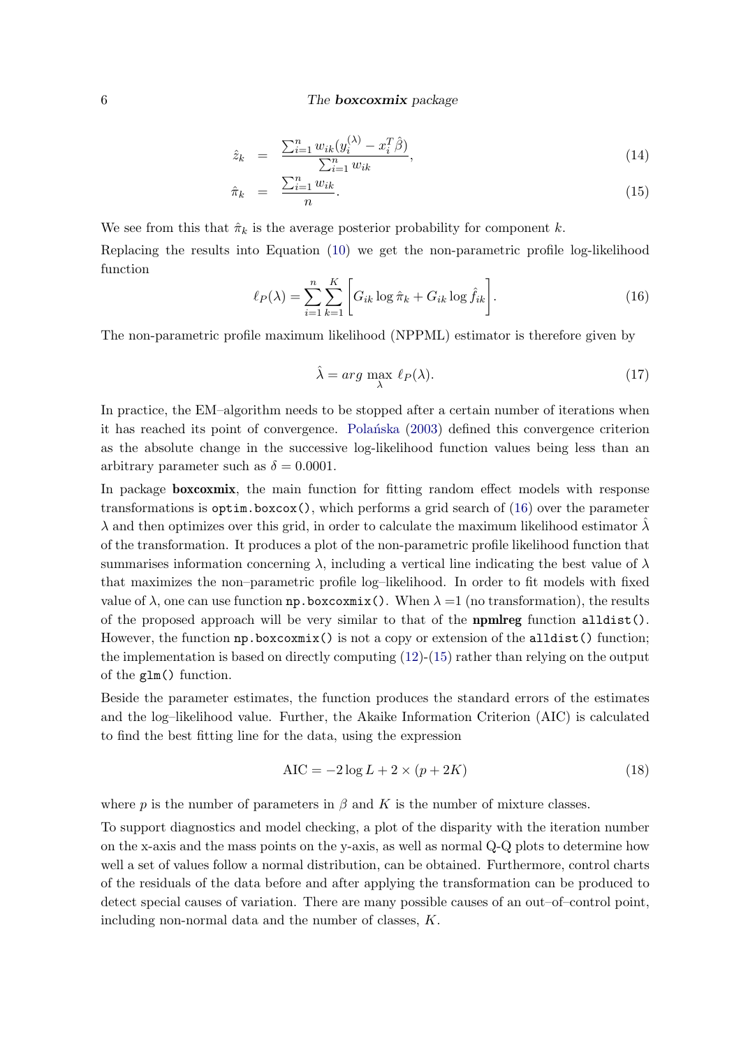$$\hat{z}_k = \frac{\sum_{i=1}^{n} w_{ik}(y_i^{(\lambda)} - x_i^T \hat{\beta})}{\sum_{i=1}^{n} w_{ik}}, \tag{14}$$

$$\hat{\pi}_k = \frac{\sum_{i=1}^{n} w_{ik}}{n}. \tag{15}$$

We see from this that $\hat{\pi}_k$ is the average posterior probability for component $k$.

Replacing the results into Equation (10) we get the non-parametric profile log-likelihood function

$$\ell_P(\lambda) = \sum_{i=1}^{n} \sum_{k=1}^{K} \left[ G_{ik} \log \hat{\pi}_k + G_{ik} \log \hat{f}_{ik} \right]. \tag{16}$$

The non-parametric profile maximum likelihood (NPPML) estimator is therefore given by

$$\hat{\lambda} = arg \max_{\lambda} \ell_P(\lambda). \tag{17}$$

In practice, the EM–algorithm needs to be stopped after a certain number of iterations when it has reached its point of convergence. Polańska (2003) defined this convergence criterion as the absolute change in the successive log-likelihood function values being less than an arbitrary parameter such as $\delta = 0.0001$.

In package **boxcoxmix**, the main function for fitting random effect models with response transformations is `optim.boxcox()`, which performs a grid search of (16) over the parameter $\lambda$ and then optimizes over this grid, in order to calculate the maximum likelihood estimator $\hat{\lambda}$ of the transformation. It produces a plot of the non-parametric profile likelihood function that summarises information concerning $\lambda$, including a vertical line indicating the best value of $\lambda$ that maximizes the non–parametric profile log–likelihood. In order to fit models with fixed value of $\lambda$, one can use function `np.boxcoxmix()`. When $\lambda = 1$ (no transformation), the results of the proposed approach will be very similar to that of the **npmlreg** function `alldist()`. However, the function `np.boxcoxmix()` is not a copy or extension of the `alldist()` function; the implementation is based on directly computing (12)-(15) rather than relying on the output of the `glm()` function.

Beside the parameter estimates, the function produces the standard errors of the estimates and the log–likelihood value. Further, the Akaike Information Criterion (AIC) is calculated to find the best fitting line for the data, using the expression

$$\text{AIC} = -2 \log L + 2 \times (p + 2K) \tag{18}$$

where $p$ is the number of parameters in $\beta$ and $K$ is the number of mixture classes.

To support diagnostics and model checking, a plot of the disparity with the iteration number on the x-axis and the mass points on the y-axis, as well as normal Q-Q plots to determine how well a set of values follow a normal distribution, can be obtained. Furthermore, control charts of the residuals of the data before and after applying the transformation can be produced to detect special causes of variation. There are many possible causes of an out–of–control point, including non-normal data and the number of classes, $K$.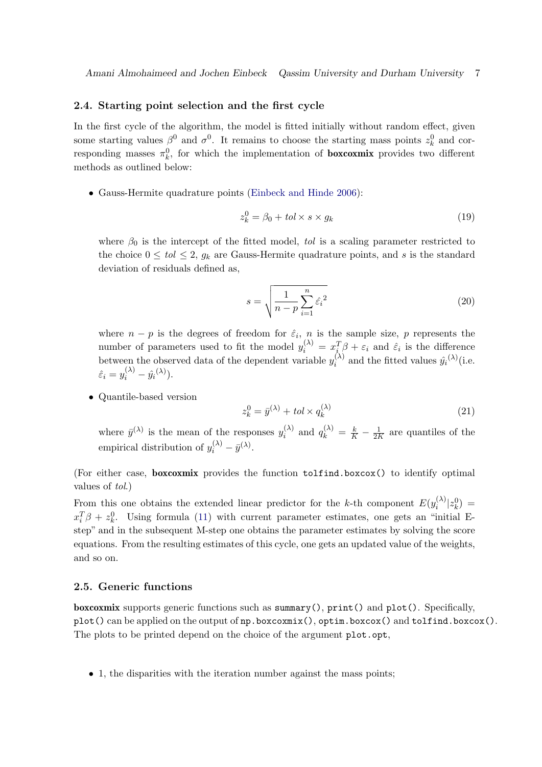### 2.4. Starting point selection and the first cycle

In the first cycle of the algorithm, the model is fitted initially without random effect, given some starting values $\beta^0$ and $\sigma^0$. It remains to choose the starting mass points $z_k^0$ and corresponding masses $\pi_k^0$, for which the implementation of **boxcoxmix** provides two different methods as outlined below:

- Gauss-Hermite quadrature points (Einbeck and Hinde 2006):

$$z_k^0 = \beta_0 + tol \times s \times g_k \tag{19}$$

  where $\beta_0$ is the intercept of the fitted model, $tol$ is a scaling parameter restricted to the choice $0 \le tol \le 2$, $g_k$ are Gauss-Hermite quadrature points, and $s$ is the standard deviation of residuals defined as,

$$s = \sqrt{\frac{1}{n-p}\sum_{i=1}^{n} \hat{\varepsilon_i}^2} \tag{20}$$

  where $n-p$ is the degrees of freedom for $\hat{\varepsilon}_i$, $n$ is the sample size, $p$ represents the number of parameters used to fit the model $y_i^{(\lambda)} = x_i^T\beta + \varepsilon_i$ and $\hat{\varepsilon}_i$ is the difference between the observed data of the dependent variable $y_i^{(\lambda)}$ and the fitted values $\hat{y_i}^{(\lambda)}$(i.e. $\hat{\varepsilon}_i = y_i^{(\lambda)} - \hat{y_i}^{(\lambda)}$).

- Quantile-based version

$$z_k^0 = \bar{y}^{(\lambda)} + tol \times q_k^{(\lambda)} \tag{21}$$

  where $\bar{y}^{(\lambda)}$ is the mean of the responses $y_i^{(\lambda)}$ and $q_k^{(\lambda)} = \frac{k}{K} - \frac{1}{2K}$ are quantiles of the empirical distribution of $y_i^{(\lambda)} - \bar{y}^{(\lambda)}$.

(For either case, **boxcoxmix** provides the function `tolfind.boxcox()` to identify optimal values of $tol$.)

From this one obtains the extended linear predictor for the $k$-th component $E(y_i^{(\lambda)}|z_k^0) = x_i^T\beta + z_k^0$. Using formula (11) with current parameter estimates, one gets an "initial E-step" and in the subsequent M-step one obtains the parameter estimates by solving the score equations. From the resulting estimates of this cycle, one gets an updated value of the weights, and so on.

### 2.5. Generic functions

**boxcoxmix** supports generic functions such as `summary()`, `print()` and `plot()`. Specifically, `plot()` can be applied on the output of `np.boxcoxmix()`, `optim.boxcox()` and `tolfind.boxcox()`. The plots to be printed depend on the choice of the argument `plot.opt`,

- 1, the disparities with the iteration number against the mass points;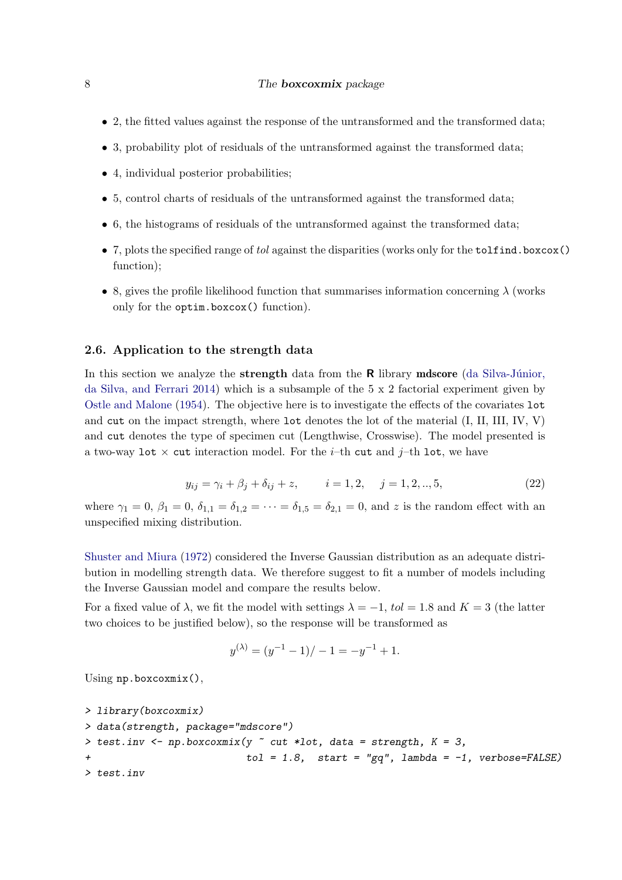- 2, the fitted values against the response of the untransformed and the transformed data;
- 3, probability plot of residuals of the untransformed against the transformed data;
- 4, individual posterior probabilities;
- 5, control charts of residuals of the untransformed against the transformed data;
- 6, the histograms of residuals of the untransformed against the transformed data;
- 7, plots the specified range of *tol* against the disparities (works only for the `tolfind.boxcox()` function);
- 8, gives the profile likelihood function that summarises information concerning $\lambda$ (works only for the `optim.boxcox()` function).

### 2.6. Application to the strength data

In this section we analyze the **strength** data from the **R** library **mdscore** (da Silva-Júnior, da Silva, and Ferrari 2014) which is a subsample of the 5 x 2 factorial experiment given by Ostle and Malone (1954). The objective here is to investigate the effects of the covariates `lot` and `cut` on the impact strength, where `lot` denotes the lot of the material (I, II, III, IV, V) and `cut` denotes the type of specimen cut (Lengthwise, Crosswise). The model presented is a two-way `lot` $\times$ `cut` interaction model. For the $i$–th `cut` and $j$–th `lot`, we have

$$y_{ij} = \gamma_i + \beta_j + \delta_{ij} + z, \qquad i = 1, 2, \quad j = 1, 2, .., 5, \tag{22}$$

where $\gamma_1 = 0$, $\beta_1 = 0$, $\delta_{1,1} = \delta_{1,2} = \cdots = \delta_{1,5} = \delta_{2,1} = 0$, and $z$ is the random effect with an unspecified mixing distribution.

Shuster and Miura (1972) considered the Inverse Gaussian distribution as an adequate distribution in modelling strength data. We therefore suggest to fit a number of models including the Inverse Gaussian model and compare the results below.

For a fixed value of $\lambda$, we fit the model with settings $\lambda = -1$, *tol* $= 1.8$ and $K = 3$ (the latter two choices to be justified below), so the response will be transformed as

$$y^{(\lambda)} = (y^{-1} - 1)/-1 = -y^{-1} + 1.$$

Using `np.boxcoxmix()`,

```
> library(boxcoxmix)
> data(strength, package="mdscore")
> test.inv <- np.boxcoxmix(y ~ cut *lot, data = strength, K = 3,
+                           tol = 1.8,  start = "gq", lambda = -1, verbose=FALSE)
> test.inv
```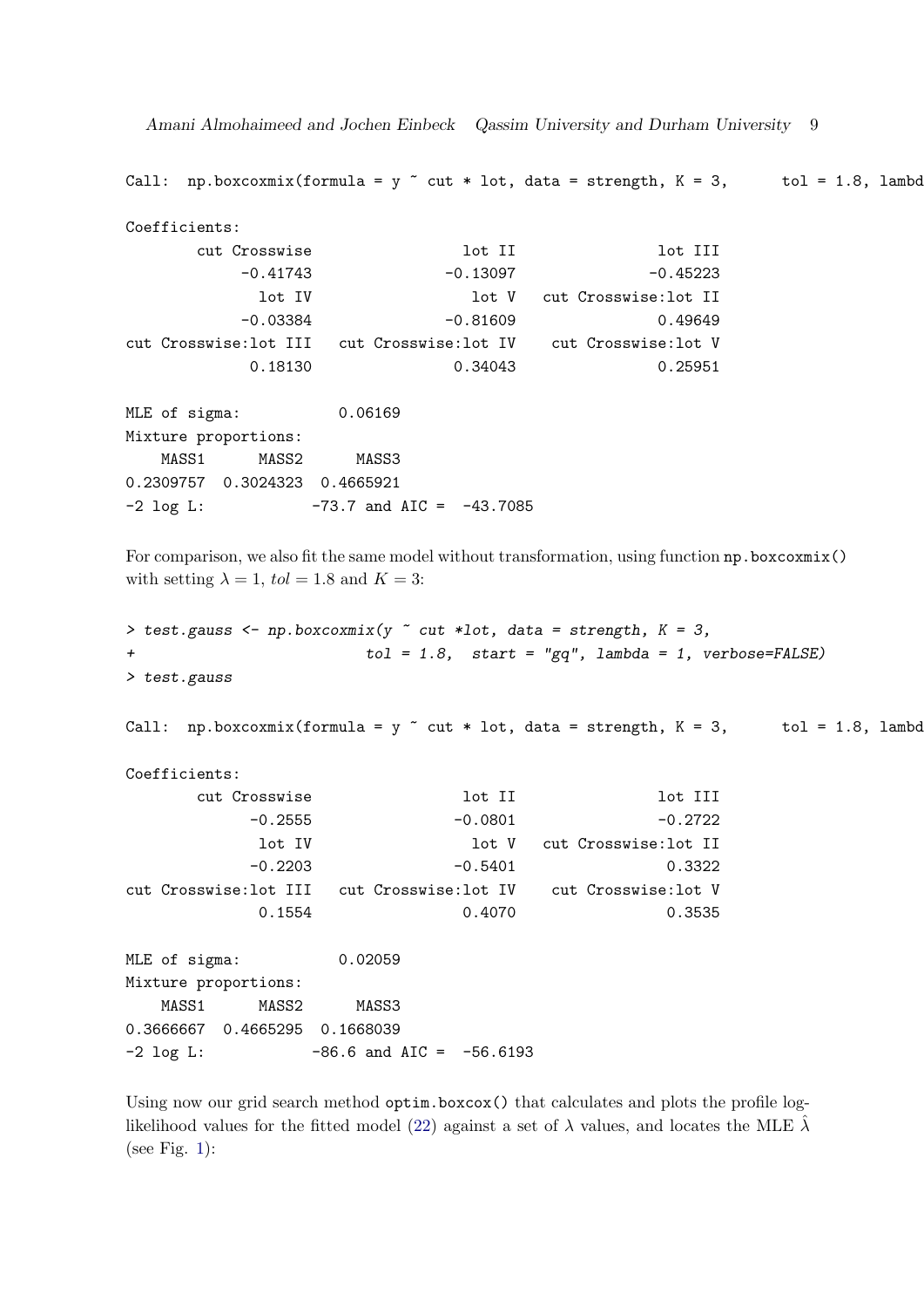```
Call:  np.boxcoxmix(formula = y ~ cut * lot, data = strength, K = 3,      tol = 1.8, lambd

Coefficients:
       cut Crosswise                lot II               lot III
            -0.41743              -0.13097              -0.45223
              lot IV                 lot V   cut Crosswise:lot II
            -0.03384              -0.81609               0.49649
cut Crosswise:lot III   cut Crosswise:lot IV    cut Crosswise:lot V
             0.18130               0.34043               0.25951

MLE of sigma:          0.06169
Mixture proportions:
    MASS1      MASS2      MASS3
0.2309757  0.3024323  0.4665921
-2 log L:           -73.7 and AIC =  -43.7085
```

For comparison, we also fit the same model without transformation, using function `np.boxcoxmix()` with setting $\lambda = 1$, $tol = 1.8$ and $K = 3$:

```
> test.gauss <- np.boxcoxmix(y ~ cut *lot, data = strength, K = 3,
+                          tol = 1.8,  start = "gq", lambda = 1, verbose=FALSE)
> test.gauss

Call:  np.boxcoxmix(formula = y ~ cut * lot, data = strength, K = 3,      tol = 1.8, lambd

Coefficients:
       cut Crosswise                lot II               lot III
             -0.2555               -0.0801               -0.2722
              lot IV                 lot V   cut Crosswise:lot II
             -0.2203               -0.5401                0.3322
cut Crosswise:lot III   cut Crosswise:lot IV    cut Crosswise:lot V
              0.1554                0.4070                0.3535

MLE of sigma:          0.02059
Mixture proportions:
    MASS1      MASS2      MASS3
0.3666667  0.4665295  0.1668039
-2 log L:           -86.6 and AIC =  -56.6193
```

Using now our grid search method `optim.boxcox()` that calculates and plots the profile log-likelihood values for the fitted model (22) against a set of $\lambda$ values, and locates the MLE $\hat{\lambda}$ (see Fig. 1):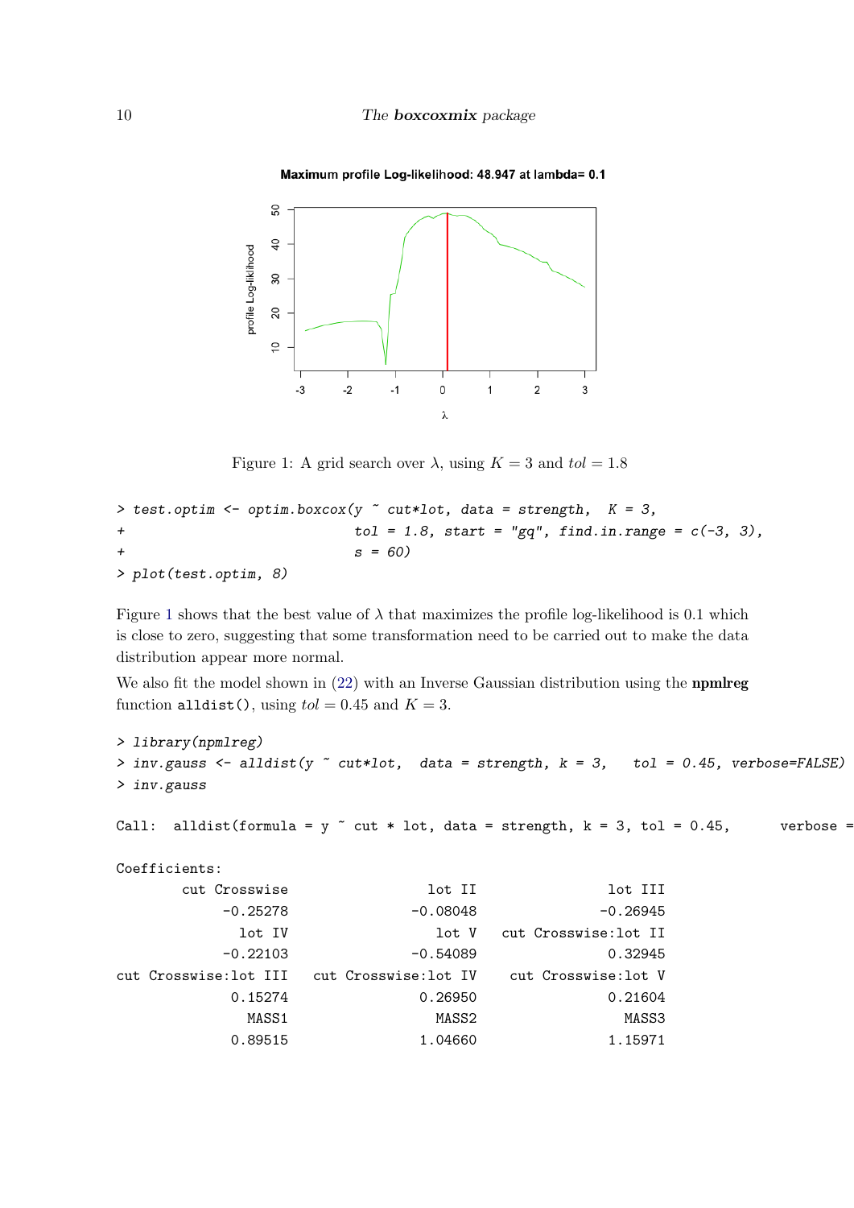Figure 1: A grid search over $\lambda$, using $K = 3$ and $tol = 1.8$

```
> test.optim <- optim.boxcox(y ~ cut*lot, data = strength,  K = 3,
+                             tol = 1.8, start = "gq", find.in.range = c(-3, 3),
+                             s = 60)
> plot(test.optim, 8)
```

Figure 1 shows that the best value of $\lambda$ that maximizes the profile log-likelihood is 0.1 which is close to zero, suggesting that some transformation need to be carried out to make the data distribution appear more normal.

We also fit the model shown in (22) with an Inverse Gaussian distribution using the **npmlreg** function `alldist()`, using $tol = 0.45$ and $K = 3$.

```
> library(npmlreg)
> inv.gauss <- alldist(y ~ cut*lot,  data = strength, k = 3,   tol = 0.45, verbose=FALSE)
> inv.gauss

Call:  alldist(formula = y ~ cut * lot, data = strength, k = 3, tol = 0.45,      verbose =

Coefficients:
        cut Crosswise                 lot II                lot III
         -0.25278               -0.08048               -0.26945
           lot IV                  lot V   cut Crosswise:lot II
         -0.22103               -0.54089                0.32945
cut Crosswise:lot III  cut Crosswise:lot IV   cut Crosswise:lot V
          0.15274                0.26950                0.21604
            MASS1                  MASS2                  MASS3
          0.89515                1.04660                1.15971
```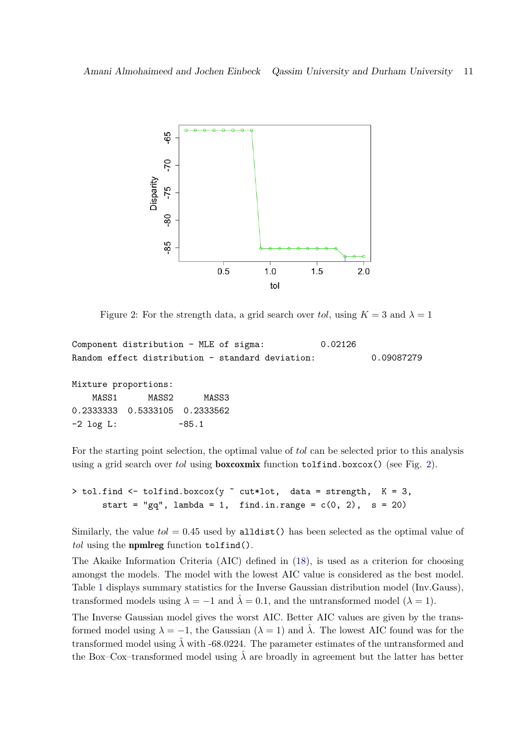Figure 2: For the strength data, a grid search over *tol*, using $K = 3$ and $\lambda = 1$

```
Component distribution - MLE of sigma:           0.02126
Random effect distribution - standard deviation:           0.09087279

Mixture proportions:
    MASS1      MASS2      MASS3
0.2333333  0.5333105  0.2333562
-2 log L:            -85.1
```

For the starting point selection, the optimal value of *tol* can be selected prior to this analysis using a grid search over *tol* using **boxcoxmix** function `tolfind.boxcox()` (see Fig. 2).

```
> tol.find <- tolfind.boxcox(y ~ cut*lot,  data = strength,  K = 3,
      start = "gq", lambda = 1,  find.in.range = c(0, 2),   s = 20)
```

Similarly, the value $tol = 0.45$ used by `alldist()` has been selected as the optimal value of *tol* using the **npmlreg** function `tolfind()`.

The Akaike Information Criteria (AIC) defined in (18), is used as a criterion for choosing amongst the models. The model with the lowest AIC value is considered as the best model. Table 1 displays summary statistics for the Inverse Gaussian distribution model (Inv.Gauss), transformed models using $\lambda = -1$ and $\hat{\lambda} = 0.1$, and the untransformed model ($\lambda = 1$).

The Inverse Gaussian model gives the worst AIC. Better AIC values are given by the transformed model using $\lambda = -1$, the Gaussian ($\lambda = 1$) and $\hat{\lambda}$. The lowest AIC found was for the transformed model using $\hat{\lambda}$ with -68.0224. The parameter estimates of the untransformed and the Box–Cox–transformed model using $\hat{\lambda}$ are broadly in agreement but the latter has better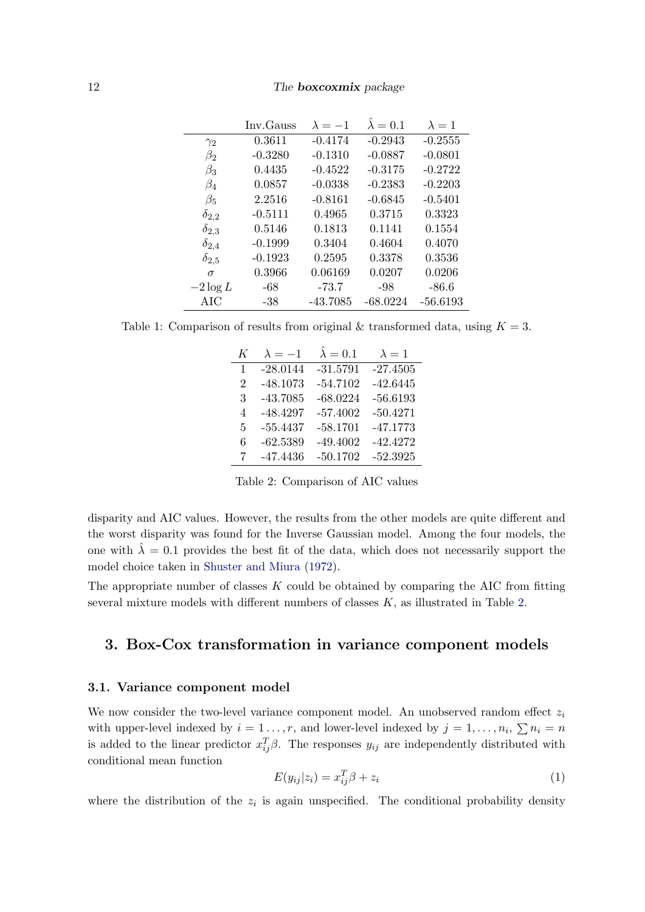| | Inv.Gauss | $\lambda = -1$ | $\hat{\lambda} = 0.1$ | $\lambda = 1$ |
|---|---|---|---|---|
| $\gamma_2$ | 0.3611 | -0.4174 | -0.2943 | -0.2555 |
| $\beta_2$ | -0.3280 | -0.1310 | -0.0887 | -0.0801 |
| $\beta_3$ | 0.4435 | -0.4522 | -0.3175 | -0.2722 |
| $\beta_4$ | 0.0857 | -0.0338 | -0.2383 | -0.2203 |
| $\beta_5$ | 2.2516 | -0.8161 | -0.6845 | -0.5401 |
| $\delta_{2,2}$ | -0.5111 | 0.4965 | 0.3715 | 0.3323 |
| $\delta_{2,3}$ | 0.5146 | 0.1813 | 0.1141 | 0.1554 |
| $\delta_{2,4}$ | -0.1999 | 0.3404 | 0.4604 | 0.4070 |
| $\delta_{2,5}$ | -0.1923 | 0.2595 | 0.3378 | 0.3536 |
| $\sigma$ | 0.3966 | 0.06169 | 0.0207 | 0.0206 |
| $-2\log L$ | -68 | -73.7 | -98 | -86.6 |
| AIC | -38 | -43.7085 | -68.0224 | -56.6193 |

Table 1: Comparison of results from original & transformed data, using $K = 3$.

| $K$ | $\lambda = -1$ | $\hat{\lambda} = 0.1$ | $\lambda = 1$ |
|---|---|---|---|
| 1 | -28.0144 | -31.5791 | -27.4505 |
| 2 | -48.1073 | -54.7102 | -42.6445 |
| 3 | -43.7085 | -68.0224 | -56.6193 |
| 4 | -48.4297 | -57.4002 | -50.4271 |
| 5 | -55.4437 | -58.1701 | -47.1773 |
| 6 | -62.5389 | -49.4002 | -42.4272 |
| 7 | -47.4436 | -50.1702 | -52.3925 |

Table 2: Comparison of AIC values

disparity and AIC values. However, the results from the other models are quite different and the worst disparity was found for the Inverse Gaussian model. Among the four models, the one with $\hat{\lambda} = 0.1$ provides the best fit of the data, which does not necessarily support the model choice taken in Shuster and Miura (1972).

The appropriate number of classes $K$ could be obtained by comparing the AIC from fitting several mixture models with different numbers of classes $K$, as illustrated in Table 2.

## 3. Box-Cox transformation in variance component models

### 3.1. Variance component model

We now consider the two-level variance component model. An unobserved random effect $z_i$ with upper-level indexed by $i = 1\dots,r$, and lower-level indexed by $j = 1,\dots,n_i$, $\sum n_i = n$ is added to the linear predictor $x_{ij}^T\beta$. The responses $y_{ij}$ are independently distributed with conditional mean function

$$E(y_{ij}|z_i) = x_{ij}^T\beta + z_i \tag{1}$$

where the distribution of the $z_i$ is again unspecified. The conditional probability density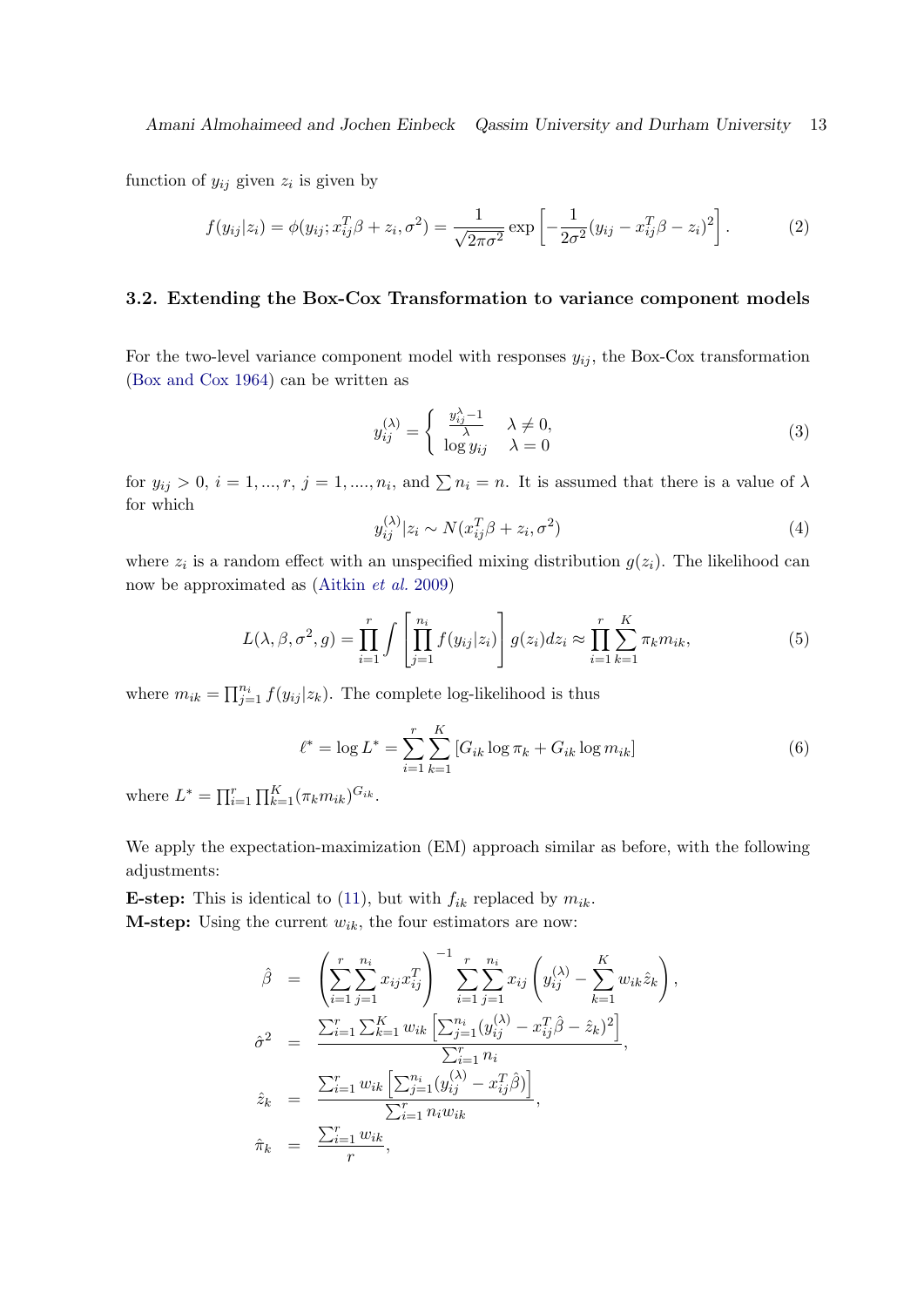function of $y_{ij}$ given $z_i$ is given by

$$f(y_{ij}|z_i) = \phi(y_{ij}; x_{ij}^T\beta + z_i, \sigma^2) = \frac{1}{\sqrt{2\pi\sigma^2}} \exp\left[-\frac{1}{2\sigma^2}(y_{ij} - x_{ij}^T\beta - z_i)^2\right]. \tag{2}$$

### 3.2. Extending the Box-Cox Transformation to variance component models

For the two-level variance component model with responses $y_{ij}$, the Box-Cox transformation (Box and Cox 1964) can be written as

$$y_{ij}^{(\lambda)} = \begin{cases} \frac{y_{ij}^{\lambda}-1}{\lambda} & \lambda \neq 0, \\ \log y_{ij} & \lambda = 0 \end{cases} \tag{3}$$

for $y_{ij} > 0$, $i = 1, ..., r$, $j = 1, ...., n_i$, and $\sum n_i = n$. It is assumed that there is a value of $\lambda$ for which

$$y_{ij}^{(\lambda)}|z_i \sim N(x_{ij}^T\beta + z_i, \sigma^2) \tag{4}$$

where $z_i$ is a random effect with an unspecified mixing distribution $g(z_i)$. The likelihood can now be approximated as (Aitkin *et al.* 2009)

$$L(\lambda, \beta, \sigma^2, g) = \prod_{i=1}^{r} \int \left[\prod_{j=1}^{n_i} f(y_{ij}|z_i)\right] g(z_i)dz_i \approx \prod_{i=1}^{r}\sum_{k=1}^{K} \pi_k m_{ik}, \tag{5}$$

where $m_{ik} = \prod_{j=1}^{n_i} f(y_{ij}|z_k)$. The complete log-likelihood is thus

$$\ell^* = \log L^* = \sum_{i=1}^{r}\sum_{k=1}^{K} \left[G_{ik}\log \pi_k + G_{ik}\log m_{ik}\right] \tag{6}$$

where $L^* = \prod_{i=1}^{r}\prod_{k=1}^{K}(\pi_k m_{ik})^{G_{ik}}$.

We apply the expectation-maximization (EM) approach similar as before, with the following adjustments:

**E-step:** This is identical to (11), but with $f_{ik}$ replaced by $m_{ik}$.
**M-step:** Using the current $w_{ik}$, the four estimators are now:

$$\begin{aligned}
\hat{\beta} &= \left(\sum_{i=1}^{r}\sum_{j=1}^{n_i} x_{ij}x_{ij}^T\right)^{-1} \sum_{i=1}^{r}\sum_{j=1}^{n_i} x_{ij}\left(y_{ij}^{(\lambda)} - \sum_{k=1}^{K} w_{ik}\hat{z}_k\right), \\
\hat{\sigma}^2 &= \frac{\sum_{i=1}^{r}\sum_{k=1}^{K} w_{ik}\left[\sum_{j=1}^{n_i}(y_{ij}^{(\lambda)} - x_{ij}^T\hat{\beta} - \hat{z}_k)^2\right]}{\sum_{i=1}^{r} n_i}, \\
\hat{z}_k &= \frac{\sum_{i=1}^{r} w_{ik}\left[\sum_{j=1}^{n_i}(y_{ij}^{(\lambda)} - x_{ij}^T\hat{\beta})\right]}{\sum_{i=1}^{r} n_i w_{ik}}, \\
\hat{\pi}_k &= \frac{\sum_{i=1}^{r} w_{ik}}{r},
\end{aligned}$$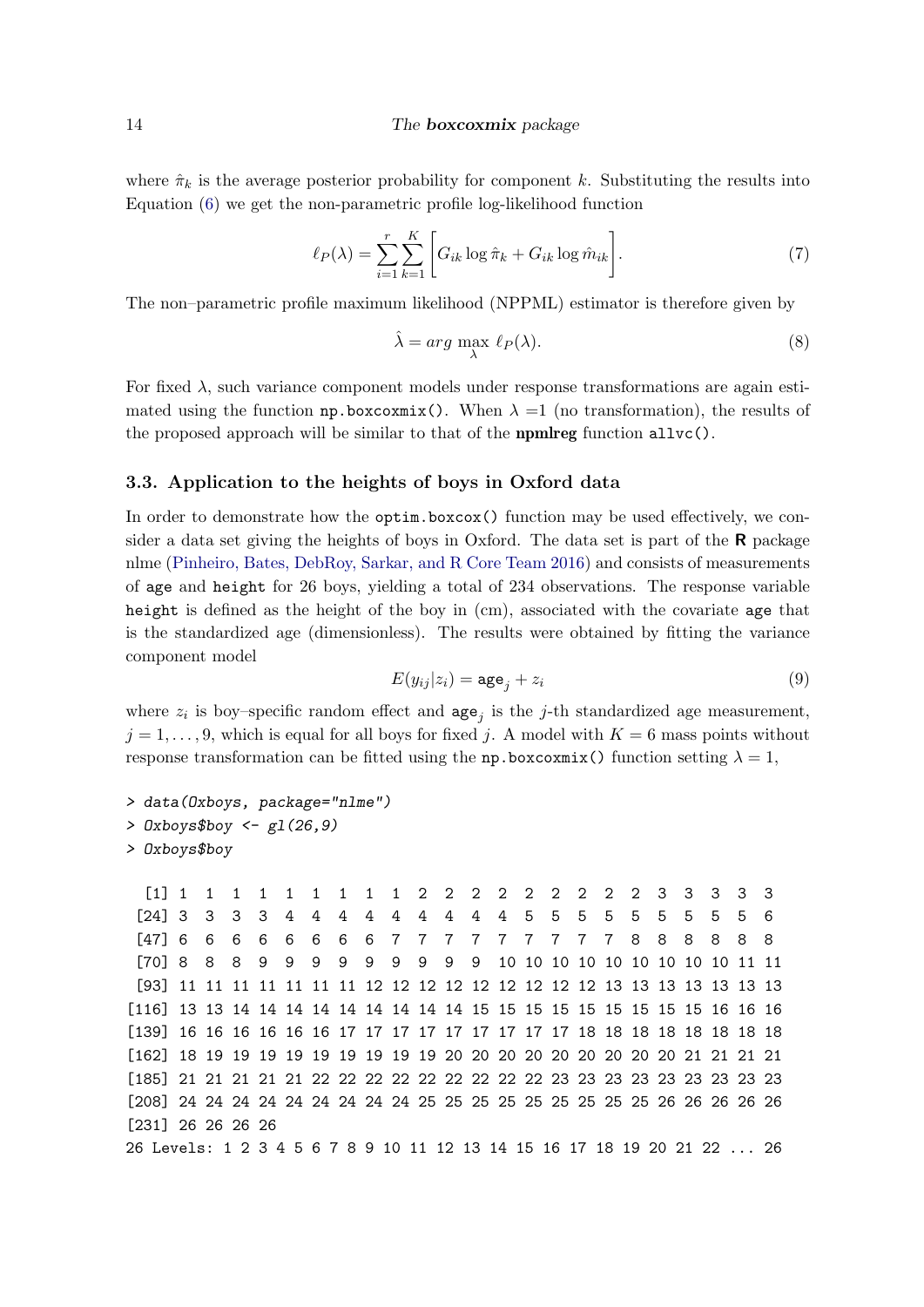where $\hat{\pi}_k$ is the average posterior probability for component $k$. Substituting the results into Equation (6) we get the non-parametric profile log-likelihood function

$$\ell_P(\lambda) = \sum_{i=1}^{r}\sum_{k=1}^{K}\left[G_{ik}\log\hat{\pi}_k + G_{ik}\log\hat{m}_{ik}\right]. \tag{7}$$

The non–parametric profile maximum likelihood (NPPML) estimator is therefore given by

$$\hat{\lambda} = arg\ \max_{\lambda}\ \ell_P(\lambda). \tag{8}$$

For fixed $\lambda$, such variance component models under response transformations are again estimated using the function `np.boxcoxmix()`. When $\lambda$ =1 (no transformation), the results of the proposed approach will be similar to that of the **npmlreg** function `allvc()`.

### 3.3. Application to the heights of boys in Oxford data

In order to demonstrate how the `optim.boxcox()` function may be used effectively, we consider a data set giving the heights of boys in Oxford. The data set is part of the **R** package nlme (Pinheiro, Bates, DebRoy, Sarkar, and R Core Team 2016) and consists of measurements of `age` and `height` for 26 boys, yielding a total of 234 observations. The response variable `height` is defined as the height of the boy in (cm), associated with the covariate `age` that is the standardized age (dimensionless). The results were obtained by fitting the variance component model

$$E(y_{ij}|z_i) = \texttt{age}_j + z_i \tag{9}$$

where $z_i$ is boy–specific random effect and $\texttt{age}_j$ is the $j$-th standardized age measurement, $j = 1, \ldots, 9$, which is equal for all boys for fixed $j$. A model with $K = 6$ mass points without response transformation can be fitted using the `np.boxcoxmix()` function setting $\lambda = 1$,

```
> data(Oxboys, package="nlme")
> Oxboys$boy <- gl(26,9)
> Oxboys$boy

  [1] 1  1  1  1  1  1  1  1  1  2  2  2  2  2  2  2  2  2  3  3  3  3  3
 [24] 3  3  3  3  4  4  4  4  4  4  4  4  4  5  5  5  5  5  5  5  5  5  6
 [47] 6  6  6  6  6  6  6  6  7  7  7  7  7  7  7  7  7  8  8  8  8  8  8
 [70] 8  8  8  9  9  9  9  9  9  9  9  9  10 10 10 10 10 10 10 10 10 11 11
 [93] 11 11 11 11 11 11 11 12 12 12 12 12 12 12 12 12 13 13 13 13 13 13 13
[116] 13 13 14 14 14 14 14 14 14 14 14 15 15 15 15 15 15 15 15 15 16 16 16
[139] 16 16 16 16 16 16 17 17 17 17 17 17 17 17 17 18 18 18 18 18 18 18 18
[162] 18 19 19 19 19 19 19 19 19 19 20 20 20 20 20 20 20 20 20 21 21 21 21
[185] 21 21 21 21 21 22 22 22 22 22 22 22 22 22 23 23 23 23 23 23 23 23 23
[208] 24 24 24 24 24 24 24 24 24 25 25 25 25 25 25 25 25 25 26 26 26 26 26
[231] 26 26 26 26
26 Levels: 1 2 3 4 5 6 7 8 9 10 11 12 13 14 15 16 17 18 19 20 21 22 ... 26
```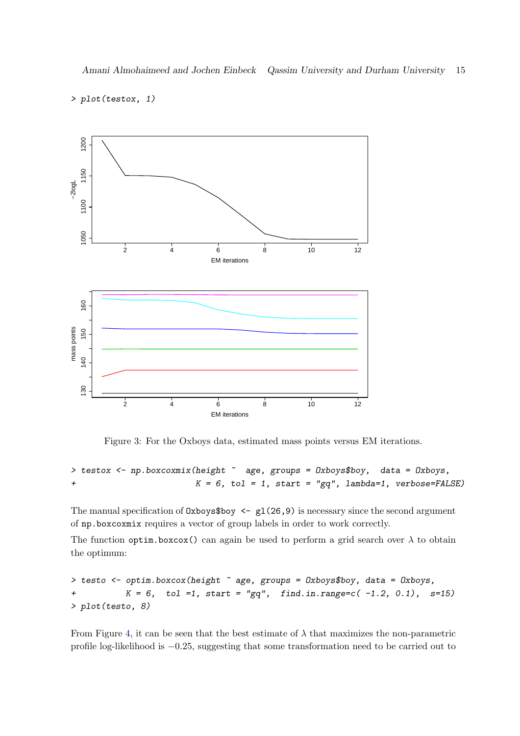```
> plot(testox, 1)
```

Figure 3: For the Oxboys data, estimated mass points versus EM iterations.

```
> testox <- np.boxcoxmix(height ~  age, groups = Oxboys$boy,  data = Oxboys,
+                        K = 6, tol = 1, start = "gq", lambda=1, verbose=FALSE)
```

The manual specification of `Oxboys$boy <- gl(26,9)` is necessary since the second argument of `np.boxcoxmix` requires a vector of group labels in order to work correctly.

The function `optim.boxcox()` can again be used to perform a grid search over $\lambda$ to obtain the optimum:

```
> testo <- optim.boxcox(height ~ age, groups = Oxboys$boy, data = Oxboys,
+          K = 6,  tol =1, start = "gq",  find.in.range=c( -1.2, 0.1),  s=15)
> plot(testo, 8)
```

From Figure 4, it can be seen that the best estimate of $\lambda$ that maximizes the non-parametric profile log-likelihood is $-0.25$, suggesting that some transformation need to be carried out to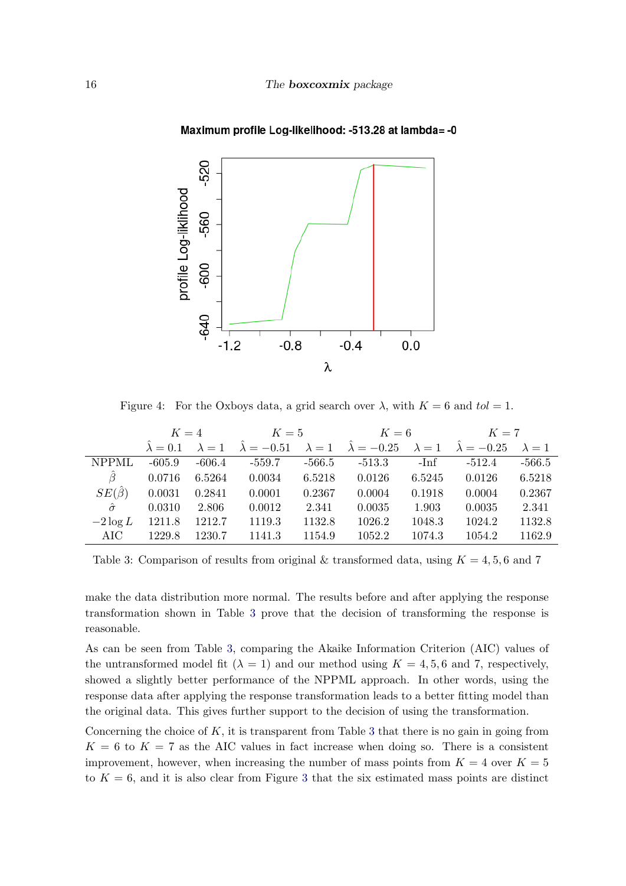Figure 4: For the Oxboys data, a grid search over $\lambda$, with $K = 6$ and $tol = 1$.

| | $K = 4$ | | $K = 5$ | | $K = 6$ | | $K = 7$ | |
|---|---|---|---|---|---|---|---|---|
| | $\hat{\lambda} = 0.1$ | $\lambda = 1$ | $\hat{\lambda} = -0.51$ | $\lambda = 1$ | $\hat{\lambda} = -0.25$ | $\lambda = 1$ | $\hat{\lambda} = -0.25$ | $\lambda = 1$ |
| NPPML | -605.9 | -606.4 | -559.7 | -566.5 | -513.3 | -Inf | -512.4 | -566.5 |
| $\hat{\beta}$ | 0.0716 | 6.5264 | 0.0034 | 6.5218 | 0.0126 | 6.5245 | 0.0126 | 6.5218 |
| $SE(\hat{\beta})$ | 0.0031 | 0.2841 | 0.0001 | 0.2367 | 0.0004 | 0.1918 | 0.0004 | 0.2367 |
| $\hat{\sigma}$ | 0.0310 | 2.806 | 0.0012 | 2.341 | 0.0035 | 1.903 | 0.0035 | 2.341 |
| $-2 \log L$ | 1211.8 | 1212.7 | 1119.3 | 1132.8 | 1026.2 | 1048.3 | 1024.2 | 1132.8 |
| AIC | 1229.8 | 1230.7 | 1141.3 | 1154.9 | 1052.2 | 1074.3 | 1054.2 | 1162.9 |

Table 3: Comparison of results from original & transformed data, using $K = 4, 5, 6$ and 7

make the data distribution more normal. The results before and after applying the response transformation shown in Table 3 prove that the decision of transforming the response is reasonable.

As can be seen from Table 3, comparing the Akaike Information Criterion (AIC) values of the untransformed model fit ($\lambda = 1$) and our method using $K = 4, 5, 6$ and 7, respectively, showed a slightly better performance of the NPPML approach. In other words, using the response data after applying the response transformation leads to a better fitting model than the original data. This gives further support to the decision of using the transformation.

Concerning the choice of $K$, it is transparent from Table 3 that there is no gain in going from $K = 6$ to $K = 7$ as the AIC values in fact increase when doing so. There is a consistent improvement, however, when increasing the number of mass points from $K = 4$ over $K = 5$ to $K = 6$, and it is also clear from Figure 3 that the six estimated mass points are distinct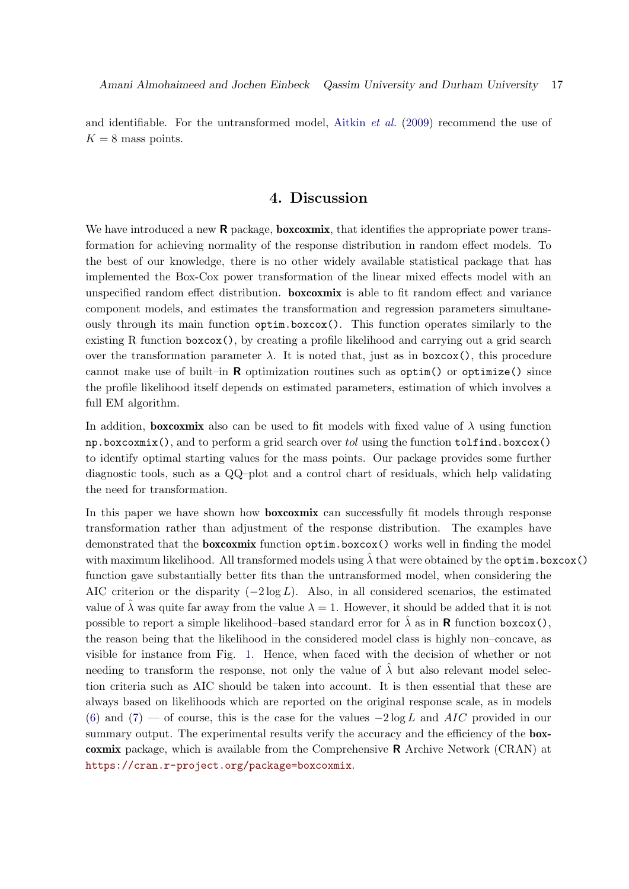and identifiable. For the untransformed model, Aitkin *et al.* (2009) recommend the use of $K = 8$ mass points.

# 4. Discussion

We have introduced a new **R** package, **boxcoxmix**, that identifies the appropriate power transformation for achieving normality of the response distribution in random effect models. To the best of our knowledge, there is no other widely available statistical package that has implemented the Box-Cox power transformation of the linear mixed effects model with an unspecified random effect distribution. **boxcoxmix** is able to fit random effect and variance component models, and estimates the transformation and regression parameters simultaneously through its main function `optim.boxcox()`. This function operates similarly to the existing R function `boxcox()`, by creating a profile likelihood and carrying out a grid search over the transformation parameter $\lambda$. It is noted that, just as in `boxcox()`, this procedure cannot make use of built–in **R** optimization routines such as `optim()` or `optimize()` since the profile likelihood itself depends on estimated parameters, estimation of which involves a full EM algorithm.

In addition, **boxcoxmix** also can be used to fit models with fixed value of $\lambda$ using function `np.boxcoxmix()`, and to perform a grid search over *tol* using the function `tolfind.boxcox()` to identify optimal starting values for the mass points. Our package provides some further diagnostic tools, such as a QQ–plot and a control chart of residuals, which help validating the need for transformation.

In this paper we have shown how **boxcoxmix** can successfully fit models through response transformation rather than adjustment of the response distribution. The examples have demonstrated that the **boxcoxmix** function `optim.boxcox()` works well in finding the model with maximum likelihood. All transformed models using $\hat{\lambda}$ that were obtained by the `optim.boxcox()` function gave substantially better fits than the untransformed model, when considering the AIC criterion or the disparity $(-2 \log L)$. Also, in all considered scenarios, the estimated value of $\hat{\lambda}$ was quite far away from the value $\lambda = 1$. However, it should be added that it is not possible to report a simple likelihood–based standard error for $\hat{\lambda}$ as in **R** function `boxcox()`, the reason being that the likelihood in the considered model class is highly non–concave, as visible for instance from Fig. 1. Hence, when faced with the decision of whether or not needing to transform the response, not only the value of $\hat{\lambda}$ but also relevant model selection criteria such as AIC should be taken into account. It is then essential that these are always based on likelihoods which are reported on the original response scale, as in models (6) and (7) — of course, this is the case for the values $-2 \log L$ and $AIC$ provided in our summary output. The experimental results verify the accuracy and the efficiency of the **boxcoxmix** package, which is available from the Comprehensive **R** Archive Network (CRAN) at https://cran.r-project.org/package=boxcoxmix.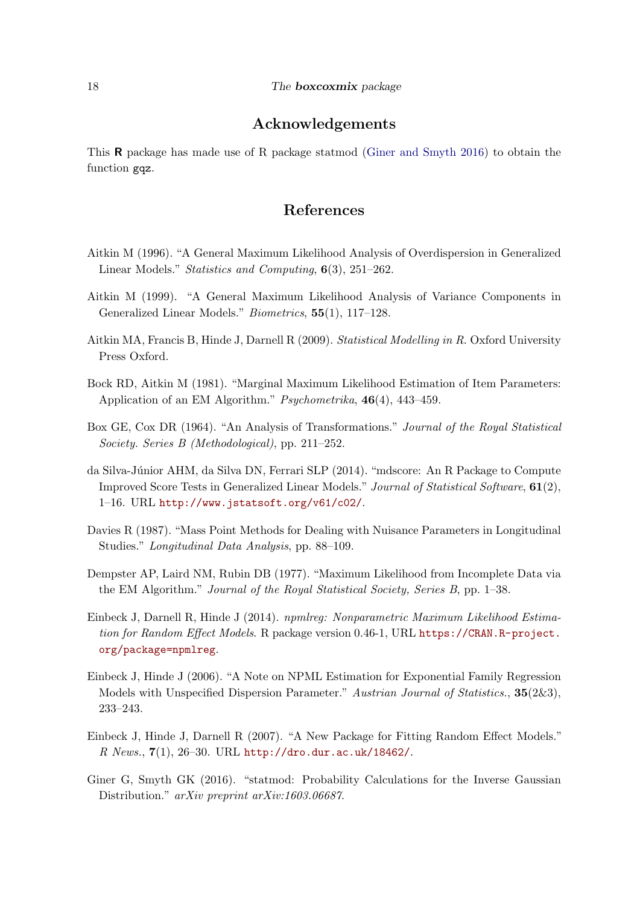## Acknowledgements

This **R** package has made use of R package statmod (Giner and Smyth 2016) to obtain the function `gqz`.

## References

Aitkin M (1996). "A General Maximum Likelihood Analysis of Overdispersion in Generalized Linear Models." *Statistics and Computing*, **6**(3), 251–262.

Aitkin M (1999). "A General Maximum Likelihood Analysis of Variance Components in Generalized Linear Models." *Biometrics*, **55**(1), 117–128.

Aitkin MA, Francis B, Hinde J, Darnell R (2009). *Statistical Modelling in R*. Oxford University Press Oxford.

Bock RD, Aitkin M (1981). "Marginal Maximum Likelihood Estimation of Item Parameters: Application of an EM Algorithm." *Psychometrika*, **46**(4), 443–459.

Box GE, Cox DR (1964). "An Analysis of Transformations." *Journal of the Royal Statistical Society. Series B (Methodological)*, pp. 211–252.

da Silva-Júnior AHM, da Silva DN, Ferrari SLP (2014). "mdscore: An R Package to Compute Improved Score Tests in Generalized Linear Models." *Journal of Statistical Software*, **61**(2), 1–16. URL http://www.jstatsoft.org/v61/c02/.

Davies R (1987). "Mass Point Methods for Dealing with Nuisance Parameters in Longitudinal Studies." *Longitudinal Data Analysis*, pp. 88–109.

Dempster AP, Laird NM, Rubin DB (1977). "Maximum Likelihood from Incomplete Data via the EM Algorithm." *Journal of the Royal Statistical Society, Series B*, pp. 1–38.

Einbeck J, Darnell R, Hinde J (2014). *npmlreg: Nonparametric Maximum Likelihood Estimation for Random Effect Models*. R package version 0.46-1, URL https://CRAN.R-project.org/package=npmlreg.

Einbeck J, Hinde J (2006). "A Note on NPML Estimation for Exponential Family Regression Models with Unspecified Dispersion Parameter." *Austrian Journal of Statistics.*, **35**(2&3), 233–243.

Einbeck J, Hinde J, Darnell R (2007). "A New Package for Fitting Random Effect Models." *R News.*, **7**(1), 26–30. URL http://dro.dur.ac.uk/18462/.

Giner G, Smyth GK (2016). "statmod: Probability Calculations for the Inverse Gaussian Distribution." *arXiv preprint arXiv:1603.06687*.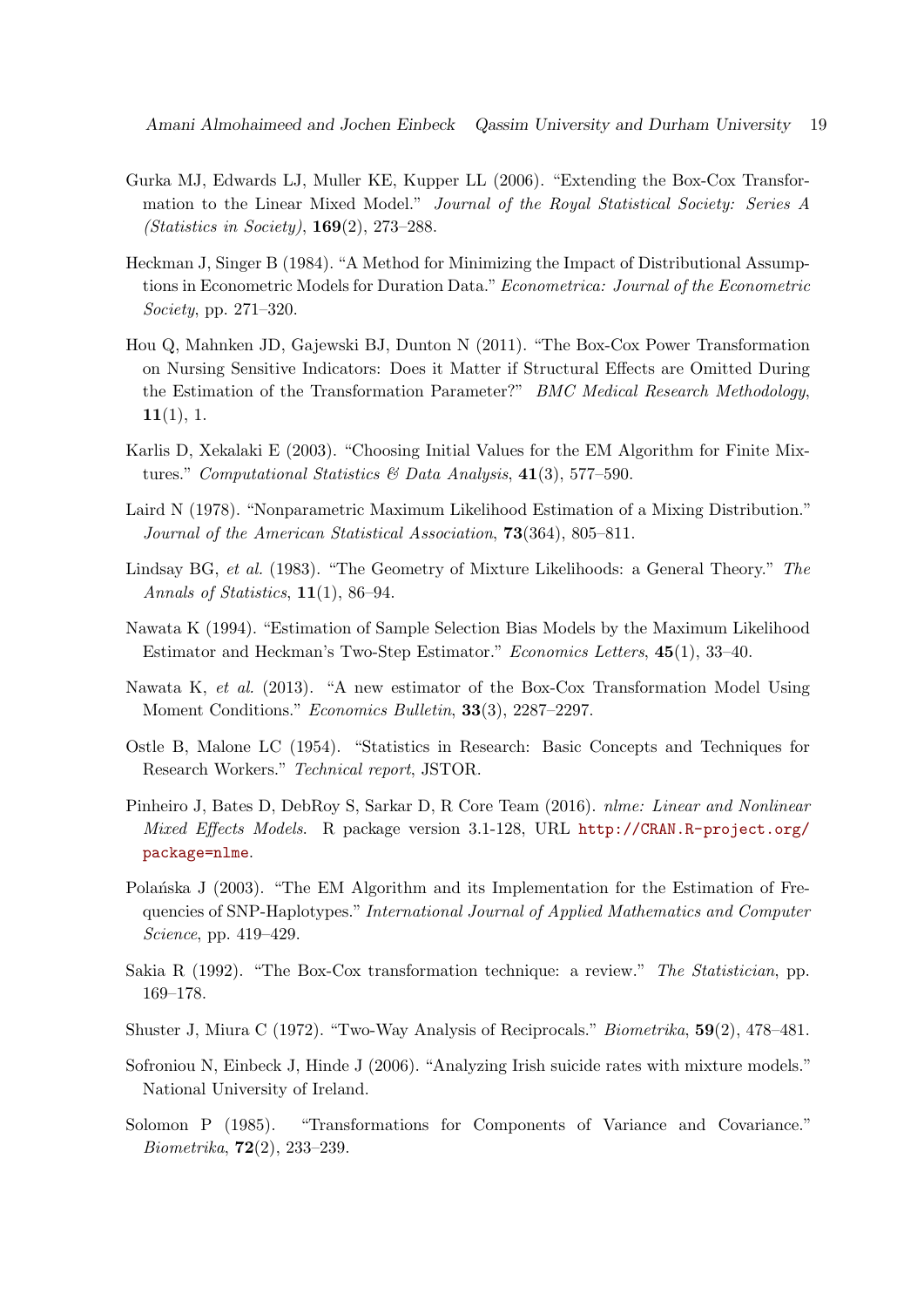Gurka MJ, Edwards LJ, Muller KE, Kupper LL (2006). "Extending the Box-Cox Transformation to the Linear Mixed Model." *Journal of the Royal Statistical Society: Series A (Statistics in Society)*, **169**(2), 273–288.

Heckman J, Singer B (1984). "A Method for Minimizing the Impact of Distributional Assumptions in Econometric Models for Duration Data." *Econometrica: Journal of the Econometric Society*, pp. 271–320.

Hou Q, Mahnken JD, Gajewski BJ, Dunton N (2011). "The Box-Cox Power Transformation on Nursing Sensitive Indicators: Does it Matter if Structural Effects are Omitted During the Estimation of the Transformation Parameter?" *BMC Medical Research Methodology*, **11**(1), 1.

Karlis D, Xekalaki E (2003). "Choosing Initial Values for the EM Algorithm for Finite Mixtures." *Computational Statistics & Data Analysis*, **41**(3), 577–590.

Laird N (1978). "Nonparametric Maximum Likelihood Estimation of a Mixing Distribution." *Journal of the American Statistical Association*, **73**(364), 805–811.

Lindsay BG, *et al.* (1983). "The Geometry of Mixture Likelihoods: a General Theory." *The Annals of Statistics*, **11**(1), 86–94.

Nawata K (1994). "Estimation of Sample Selection Bias Models by the Maximum Likelihood Estimator and Heckman's Two-Step Estimator." *Economics Letters*, **45**(1), 33–40.

Nawata K, *et al.* (2013). "A new estimator of the Box-Cox Transformation Model Using Moment Conditions." *Economics Bulletin*, **33**(3), 2287–2297.

Ostle B, Malone LC (1954). "Statistics in Research: Basic Concepts and Techniques for Research Workers." *Technical report*, JSTOR.

Pinheiro J, Bates D, DebRoy S, Sarkar D, R Core Team (2016). *nlme: Linear and Nonlinear Mixed Effects Models*. R package version 3.1-128, URL http://CRAN.R-project.org/package=nlme.

Polańska J (2003). "The EM Algorithm and its Implementation for the Estimation of Frequencies of SNP-Haplotypes." *International Journal of Applied Mathematics and Computer Science*, pp. 419–429.

Sakia R (1992). "The Box-Cox transformation technique: a review." *The Statistician*, pp. 169–178.

Shuster J, Miura C (1972). "Two-Way Analysis of Reciprocals." *Biometrika*, **59**(2), 478–481.

Sofroniou N, Einbeck J, Hinde J (2006). "Analyzing Irish suicide rates with mixture models." National University of Ireland.

Solomon P (1985). "Transformations for Components of Variance and Covariance." *Biometrika*, **72**(2), 233–239.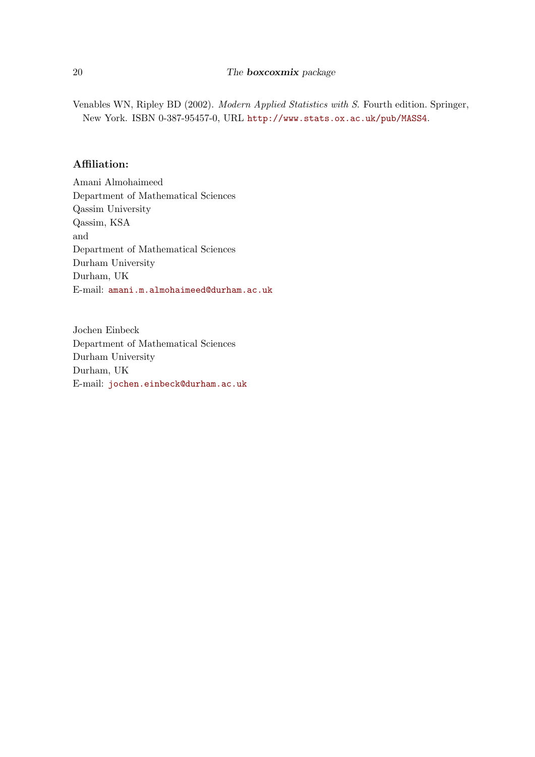Venables WN, Ripley BD (2002). *Modern Applied Statistics with S*. Fourth edition. Springer, New York. ISBN 0-387-95457-0, URL http://www.stats.ox.ac.uk/pub/MASS4.

## Affiliation:

Amani Almohaimeed
Department of Mathematical Sciences
Qassim University
Qassim, KSA
and
Department of Mathematical Sciences
Durham University
Durham, UK
E-mail: amani.m.almohaimeed@durham.ac.uk

Jochen Einbeck
Department of Mathematical Sciences
Durham University
Durham, UK
E-mail: jochen.einbeck@durham.ac.uk